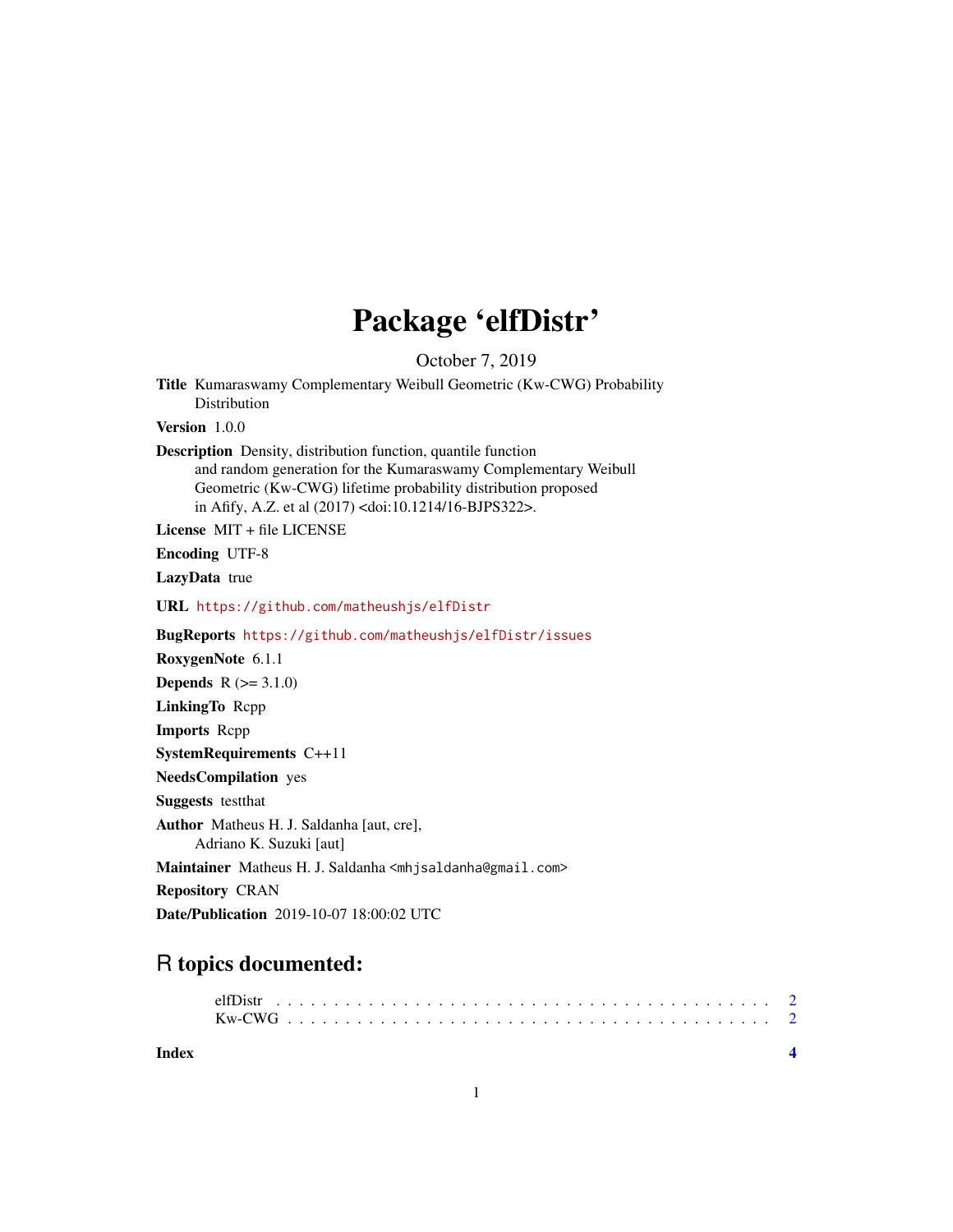# Package 'elfDistr'

October 7, 2019

**Title** Kumaraswamy Complementary Weibull Geometric (Kw-CWG) Probability Distribution

**Version** 1.0.0

**Description** Density, distribution function, quantile function and random generation for the Kumaraswamy Complementary Weibull Geometric (Kw-CWG) lifetime probability distribution proposed in Afify, A.Z. et al (2017) <doi:10.1214/16-BJPS322>.

**License** MIT + file LICENSE

**Encoding** UTF-8

**LazyData** true

**URL** https://github.com/matheushjs/elfDistr

**BugReports** https://github.com/matheushjs/elfDistr/issues

**RoxygenNote** 6.1.1

**Depends** R (>= 3.1.0)

**LinkingTo** Rcpp

**Imports** Rcpp

**SystemRequirements** C++11

**NeedsCompilation** yes

**Suggests** testthat

**Author** Matheus H. J. Saldanha [aut, cre],
Adriano K. Suzuki [aut]

**Maintainer** Matheus H. J. Saldanha <mhjsaldanha@gmail.com>

**Repository** CRAN

**Date/Publication** 2019-10-07 18:00:02 UTC

## R topics documented:

elfDistr . . . . . . . . . . . . . . . . . . . . . . . . . . . . . . . . . . . . . . . . 2
Kw-CWG . . . . . . . . . . . . . . . . . . . . . . . . . . . . . . . . . . . . . . . . 2

**Index** 4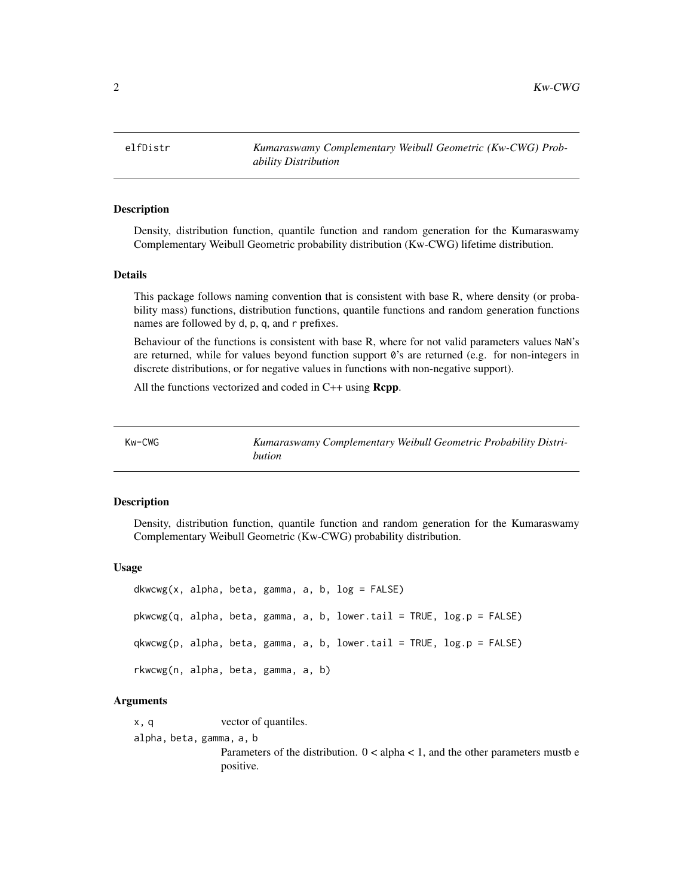## elfDistr — *Kumaraswamy Complementary Weibull Geometric (Kw-CWG) Probability Distribution*

### Description

Density, distribution function, quantile function and random generation for the Kumaraswamy Complementary Weibull Geometric probability distribution (Kw-CWG) lifetime distribution.

### Details

This package follows naming convention that is consistent with base R, where density (or probability mass) functions, distribution functions, quantile functions and random generation functions names are followed by d, p, q, and r prefixes.

Behaviour of the functions is consistent with base R, where for not valid parameters values NaN's are returned, while for values beyond function support 0's are returned (e.g. for non-integers in discrete distributions, or for negative values in functions with non-negative support).

All the functions vectorized and coded in C++ using **Rcpp**.

## Kw-CWG — *Kumaraswamy Complementary Weibull Geometric Probability Distribution*

### Description

Density, distribution function, quantile function and random generation for the Kumaraswamy Complementary Weibull Geometric (Kw-CWG) probability distribution.

### Usage

```
dkwcwg(x, alpha, beta, gamma, a, b, log = FALSE)

pkwcwg(q, alpha, beta, gamma, a, b, lower.tail = TRUE, log.p = FALSE)

qkwcwg(p, alpha, beta, gamma, a, b, lower.tail = TRUE, log.p = FALSE)

rkwcwg(n, alpha, beta, gamma, a, b)
```

### Arguments

x, q
: vector of quantiles.

alpha, beta, gamma, a, b
: Parameters of the distribution. 0 < alpha < 1, and the other parameters mustb e positive.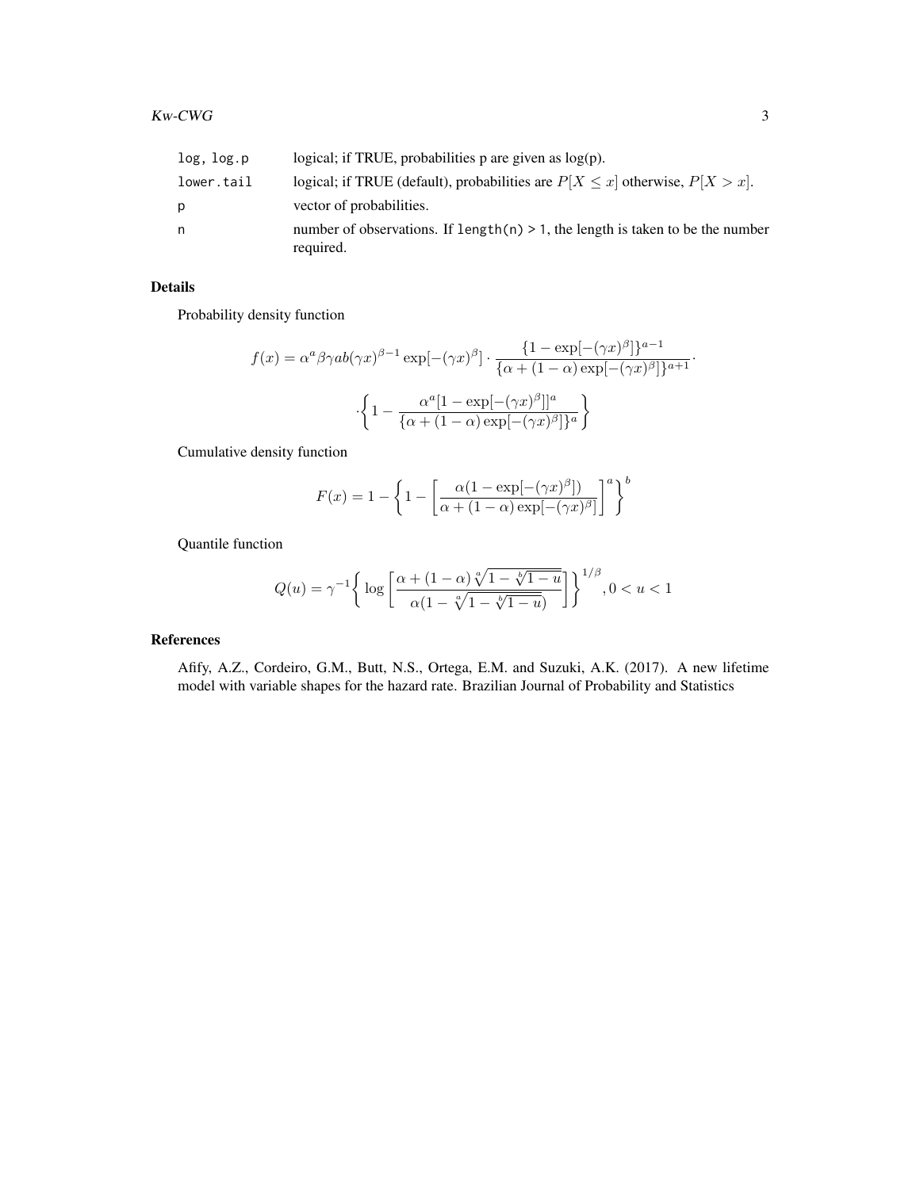| | |
|---|---|
| `log, log.p` | logical; if TRUE, probabilities p are given as log(p). |
| `lower.tail` | logical; if TRUE (default), probabilities are $P[X \leq x]$ otherwise, $P[X > x]$. |
| `p` | vector of probabilities. |
| `n` | number of observations. If `length(n) > 1`, the length is taken to be the number required. |

## Details

Probability density function

$$f(x) = \alpha^a \beta \gamma a b (\gamma x)^{\beta-1} \exp[-(\gamma x)^\beta] \cdot \frac{\{1 - \exp[-(\gamma x)^\beta]\}^{a-1}}{\{\alpha + (1-\alpha)\exp[-(\gamma x)^\beta]\}^{a+1}} \cdot$$

$$\cdot \left\{ 1 - \frac{\alpha^a [1 - \exp[-(\gamma x)^\beta]]^a}{\{\alpha + (1-\alpha)\exp[-(\gamma x)^\beta]\}^a} \right\}$$

Cumulative density function

$$F(x) = 1 - \left\{ 1 - \left[ \frac{\alpha(1 - \exp[-(\gamma x)^\beta])}{\alpha + (1-\alpha)\exp[-(\gamma x)^\beta]} \right]^a \right\}^b$$

Quantile function

$$Q(u) = \gamma^{-1} \left\{ \log \left[ \frac{\alpha + (1-\alpha)\sqrt[a]{1 - \sqrt[b]{1-u}}}{\alpha(1 - \sqrt[a]{1 - \sqrt[b]{1-u}})} \right] \right\}^{1/\beta}, 0 < u < 1$$

## References

Afify, A.Z., Cordeiro, G.M., Butt, N.S., Ortega, E.M. and Suzuki, A.K. (2017). A new lifetime model with variable shapes for the hazard rate. Brazilian Journal of Probability and Statistics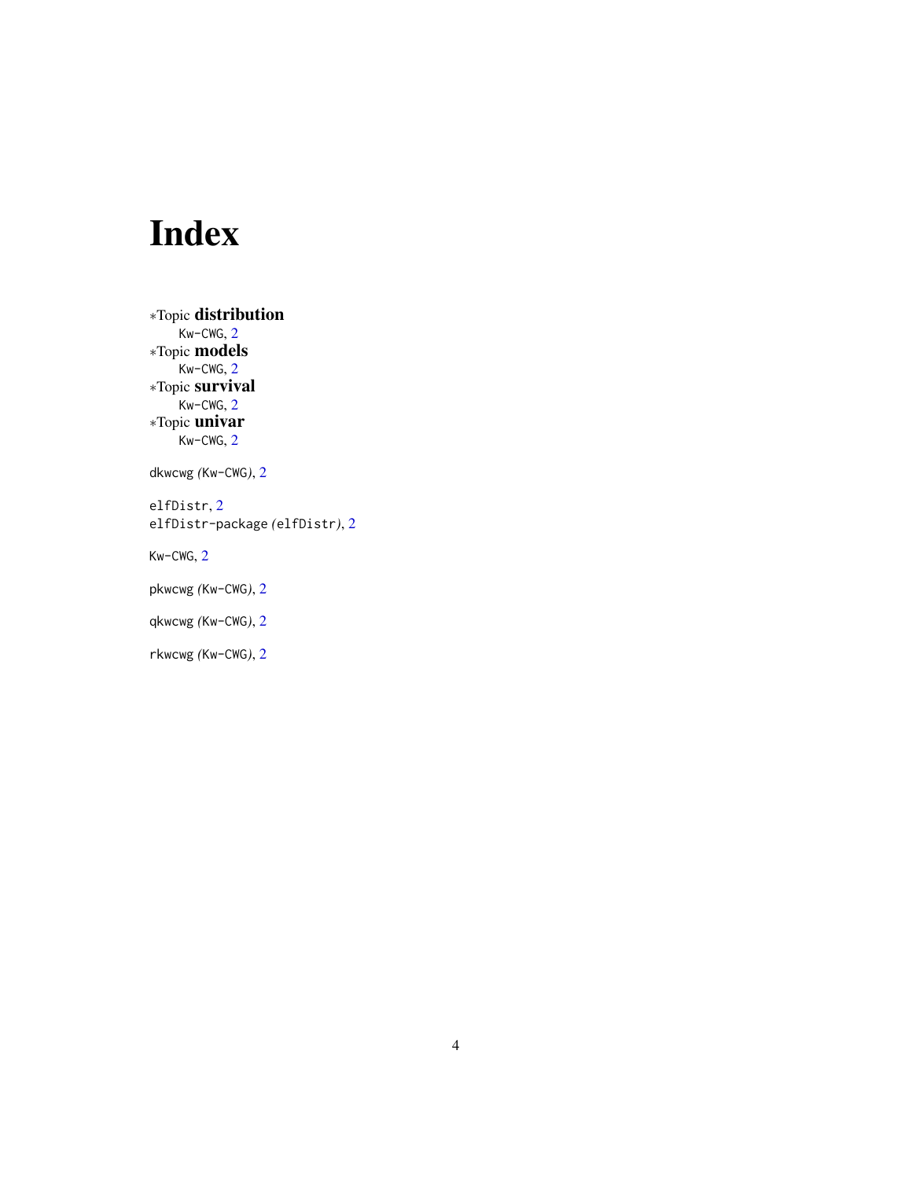# Index

∗Topic **distribution**
  Kw-CWG, 2
∗Topic **models**
  Kw-CWG, 2
∗Topic **survival**
  Kw-CWG, 2
∗Topic **univar**
  Kw-CWG, 2

dkwcwg *(*Kw-CWG*)*, 2

elfDistr, 2
elfDistr-package *(*elfDistr*)*, 2

Kw-CWG, 2

pkwcwg *(*Kw-CWG*)*, 2

qkwcwg *(*Kw-CWG*)*, 2

rkwcwg *(*Kw-CWG*)*, 2